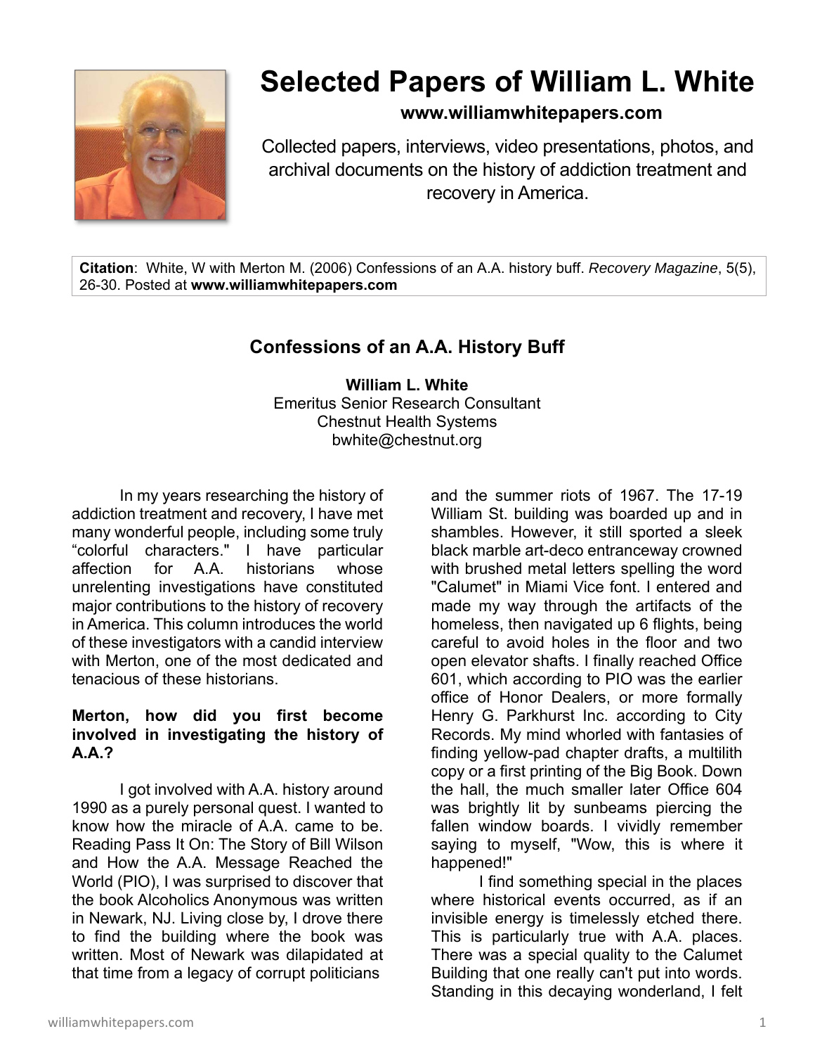# Selected Papers of William L. White

**www.williamwhitepapers.com**

Collected papers, interviews, video presentations, photos, and archival documents on the history of addiction treatment and recovery in America.

**Citation**: White, W with Merton M. (2006) Confessions of an A.A. history buff. *Recovery Magazine*, 5(5), 26-30. Posted at **www.williamwhitepapers.com**

## Confessions of an A.A. History Buff

**William L. White**
Emeritus Senior Research Consultant
Chestnut Health Systems
bwhite@chestnut.org

In my years researching the history of addiction treatment and recovery, I have met many wonderful people, including some truly "colorful characters." I have particular affection for A.A. historians whose unrelenting investigations have constituted major contributions to the history of recovery in America. This column introduces the world of these investigators with a candid interview with Merton, one of the most dedicated and tenacious of these historians.

**Merton, how did you first become involved in investigating the history of A.A.?**

I got involved with A.A. history around 1990 as a purely personal quest. I wanted to know how the miracle of A.A. came to be. Reading Pass It On: The Story of Bill Wilson and How the A.A. Message Reached the World (PIO), I was surprised to discover that the book Alcoholics Anonymous was written in Newark, NJ. Living close by, I drove there to find the building where the book was written. Most of Newark was dilapidated at that time from a legacy of corrupt politicians and the summer riots of 1967. The 17-19 William St. building was boarded up and in shambles. However, it still sported a sleek black marble art-deco entranceway crowned with brushed metal letters spelling the word "Calumet" in Miami Vice font. I entered and made my way through the artifacts of the homeless, then navigated up 6 flights, being careful to avoid holes in the floor and two open elevator shafts. I finally reached Office 601, which according to PIO was the earlier office of Honor Dealers, or more formally Henry G. Parkhurst Inc. according to City Records. My mind whorled with fantasies of finding yellow-pad chapter drafts, a multilith copy or a first printing of the Big Book. Down the hall, the much smaller later Office 604 was brightly lit by sunbeams piercing the fallen window boards. I vividly remember saying to myself, "Wow, this is where it happened!"

I find something special in the places where historical events occurred, as if an invisible energy is timelessly etched there. This is particularly true with A.A. places. There was a special quality to the Calumet Building that one really can't put into words. Standing in this decaying wonderland, I felt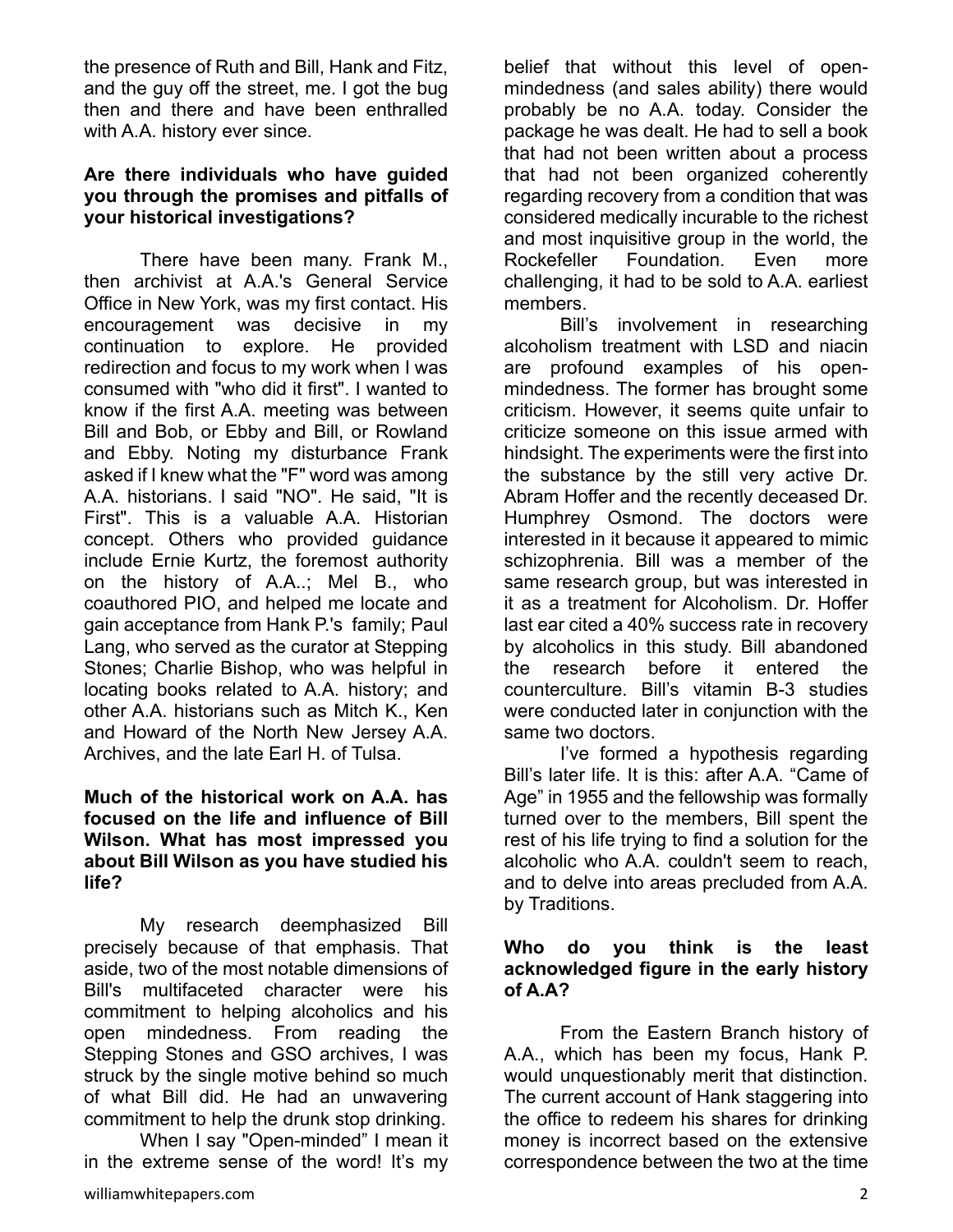the presence of Ruth and Bill, Hank and Fitz, and the guy off the street, me. I got the bug then and there and have been enthralled with A.A. history ever since.

**Are there individuals who have guided you through the promises and pitfalls of your historical investigations?**

There have been many. Frank M., then archivist at A.A.'s General Service Office in New York, was my first contact. His encouragement was decisive in my continuation to explore. He provided redirection and focus to my work when I was consumed with "who did it first". I wanted to know if the first A.A. meeting was between Bill and Bob, or Ebby and Bill, or Rowland and Ebby. Noting my disturbance Frank asked if I knew what the "F" word was among A.A. historians. I said "NO". He said, "It is First". This is a valuable A.A. Historian concept. Others who provided guidance include Ernie Kurtz, the foremost authority on the history of A.A..; Mel B., who coauthored PIO, and helped me locate and gain acceptance from Hank P.'s family; Paul Lang, who served as the curator at Stepping Stones; Charlie Bishop, who was helpful in locating books related to A.A. history; and other A.A. historians such as Mitch K., Ken and Howard of the North New Jersey A.A. Archives, and the late Earl H. of Tulsa.

**Much of the historical work on A.A. has focused on the life and influence of Bill Wilson. What has most impressed you about Bill Wilson as you have studied his life?**

My research deemphasized Bill precisely because of that emphasis. That aside, two of the most notable dimensions of Bill's multifaceted character were his commitment to helping alcoholics and his open mindedness. From reading the Stepping Stones and GSO archives, I was struck by the single motive behind so much of what Bill did. He had an unwavering commitment to help the drunk stop drinking.

When I say "Open-minded" I mean it in the extreme sense of the word! It's my belief that without this level of open-mindedness (and sales ability) there would probably be no A.A. today. Consider the package he was dealt. He had to sell a book that had not been written about a process that had not been organized coherently regarding recovery from a condition that was considered medically incurable to the richest and most inquisitive group in the world, the Rockefeller Foundation. Even more challenging, it had to be sold to A.A. earliest members.

Bill's involvement in researching alcoholism treatment with LSD and niacin are profound examples of his open-mindedness. The former has brought some criticism. However, it seems quite unfair to criticize someone on this issue armed with hindsight. The experiments were the first into the substance by the still very active Dr. Abram Hoffer and the recently deceased Dr. Humphrey Osmond. The doctors were interested in it because it appeared to mimic schizophrenia. Bill was a member of the same research group, but was interested in it as a treatment for Alcoholism. Dr. Hoffer last ear cited a 40% success rate in recovery by alcoholics in this study. Bill abandoned the research before it entered the counterculture. Bill's vitamin B-3 studies were conducted later in conjunction with the same two doctors.

I've formed a hypothesis regarding Bill's later life. It is this: after A.A. "Came of Age" in 1955 and the fellowship was formally turned over to the members, Bill spent the rest of his life trying to find a solution for the alcoholic who A.A. couldn't seem to reach, and to delve into areas precluded from A.A. by Traditions.

**Who do you think is the least acknowledged figure in the early history of A.A?**

From the Eastern Branch history of A.A., which has been my focus, Hank P. would unquestionably merit that distinction. The current account of Hank staggering into the office to redeem his shares for drinking money is incorrect based on the extensive correspondence between the two at the time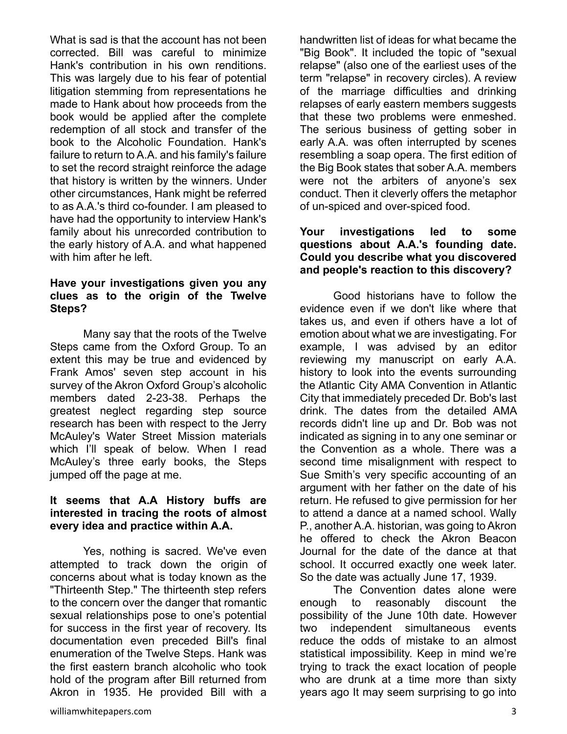What is sad is that the account has not been corrected. Bill was careful to minimize Hank's contribution in his own renditions. This was largely due to his fear of potential litigation stemming from representations he made to Hank about how proceeds from the book would be applied after the complete redemption of all stock and transfer of the book to the Alcoholic Foundation. Hank's failure to return to A.A. and his family's failure to set the record straight reinforce the adage that history is written by the winners. Under other circumstances, Hank might be referred to as A.A.'s third co-founder. I am pleased to have had the opportunity to interview Hank's family about his unrecorded contribution to the early history of A.A. and what happened with him after he left.

**Have your investigations given you any clues as to the origin of the Twelve Steps?**

Many say that the roots of the Twelve Steps came from the Oxford Group. To an extent this may be true and evidenced by Frank Amos' seven step account in his survey of the Akron Oxford Group's alcoholic members dated 2-23-38. Perhaps the greatest neglect regarding step source research has been with respect to the Jerry McAuley's Water Street Mission materials which I'll speak of below. When I read McAuley's three early books, the Steps jumped off the page at me.

**It seems that A.A History buffs are interested in tracing the roots of almost every idea and practice within A.A.**

Yes, nothing is sacred. We've even attempted to track down the origin of concerns about what is today known as the "Thirteenth Step." The thirteenth step refers to the concern over the danger that romantic sexual relationships pose to one's potential for success in the first year of recovery. Its documentation even preceded Bill's final enumeration of the Twelve Steps. Hank was the first eastern branch alcoholic who took hold of the program after Bill returned from Akron in 1935. He provided Bill with a handwritten list of ideas for what became the "Big Book". It included the topic of "sexual relapse" (also one of the earliest uses of the term "relapse" in recovery circles). A review of the marriage difficulties and drinking relapses of early eastern members suggests that these two problems were enmeshed. The serious business of getting sober in early A.A. was often interrupted by scenes resembling a soap opera. The first edition of the Big Book states that sober A.A. members were not the arbiters of anyone's sex conduct. Then it cleverly offers the metaphor of un-spiced and over-spiced food.

**Your investigations led to some questions about A.A.'s founding date. Could you describe what you discovered and people's reaction to this discovery?**

Good historians have to follow the evidence even if we don't like where that takes us, and even if others have a lot of emotion about what we are investigating. For example, I was advised by an editor reviewing my manuscript on early A.A. history to look into the events surrounding the Atlantic City AMA Convention in Atlantic City that immediately preceded Dr. Bob's last drink. The dates from the detailed AMA records didn't line up and Dr. Bob was not indicated as signing in to any one seminar or the Convention as a whole. There was a second time misalignment with respect to Sue Smith's very specific accounting of an argument with her father on the date of his return. He refused to give permission for her to attend a dance at a named school. Wally P., another A.A. historian, was going to Akron he offered to check the Akron Beacon Journal for the date of the dance at that school. It occurred exactly one week later. So the date was actually June 17, 1939.

The Convention dates alone were enough to reasonably discount the possibility of the June 10th date. However two independent simultaneous events reduce the odds of mistake to an almost statistical impossibility. Keep in mind we're trying to track the exact location of people who are drunk at a time more than sixty years ago It may seem surprising to go into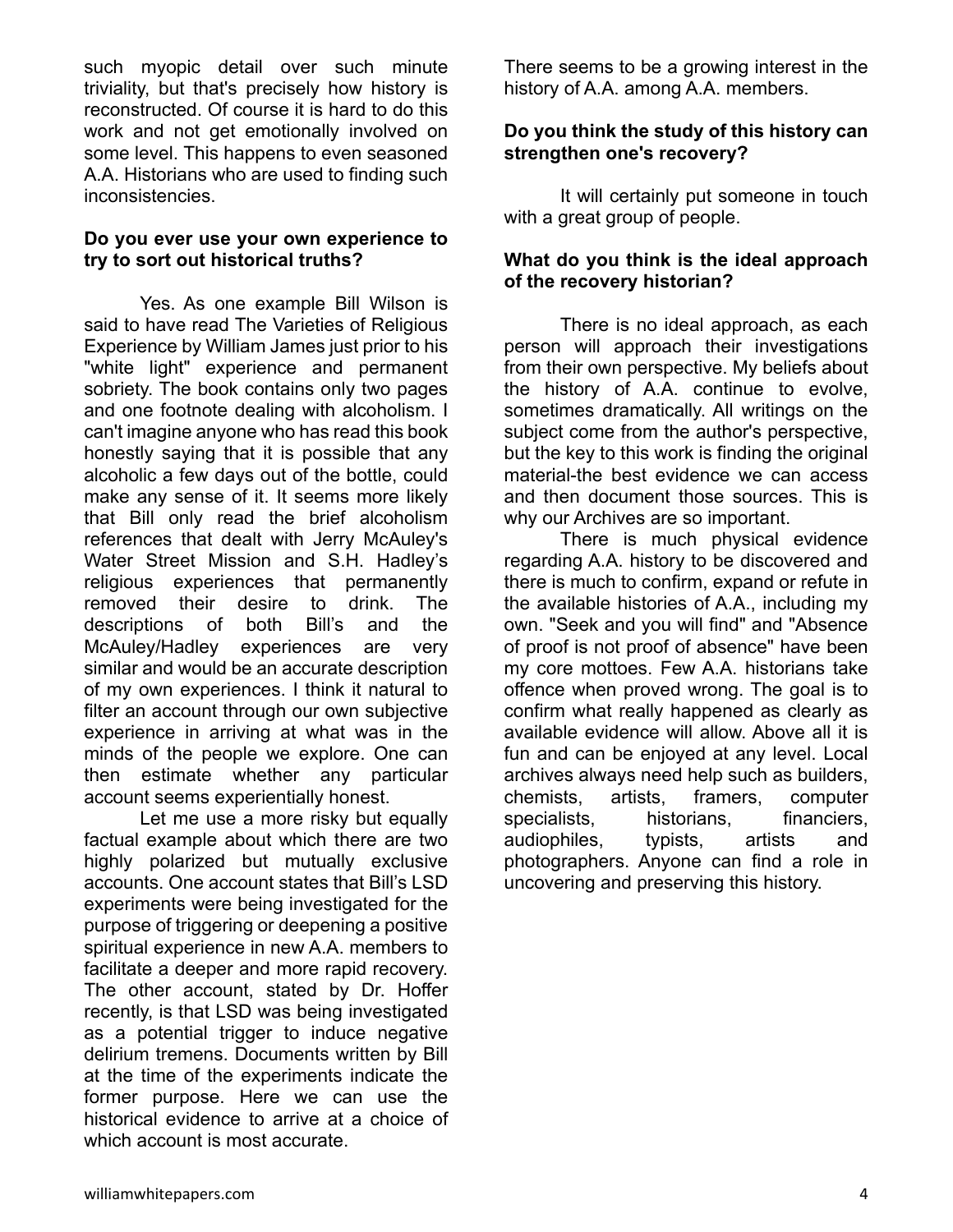such myopic detail over such minute triviality, but that's precisely how history is reconstructed. Of course it is hard to do this work and not get emotionally involved on some level. This happens to even seasoned A.A. Historians who are used to finding such inconsistencies.

**Do you ever use your own experience to try to sort out historical truths?**

Yes. As one example Bill Wilson is said to have read The Varieties of Religious Experience by William James just prior to his "white light" experience and permanent sobriety. The book contains only two pages and one footnote dealing with alcoholism. I can't imagine anyone who has read this book honestly saying that it is possible that any alcoholic a few days out of the bottle, could make any sense of it. It seems more likely that Bill only read the brief alcoholism references that dealt with Jerry McAuley's Water Street Mission and S.H. Hadley's religious experiences that permanently removed their desire to drink. The descriptions of both Bill's and the McAuley/Hadley experiences are very similar and would be an accurate description of my own experiences. I think it natural to filter an account through our own subjective experience in arriving at what was in the minds of the people we explore. One can then estimate whether any particular account seems experientially honest.

Let me use a more risky but equally factual example about which there are two highly polarized but mutually exclusive accounts. One account states that Bill's LSD experiments were being investigated for the purpose of triggering or deepening a positive spiritual experience in new A.A. members to facilitate a deeper and more rapid recovery. The other account, stated by Dr. Hoffer recently, is that LSD was being investigated as a potential trigger to induce negative delirium tremens. Documents written by Bill at the time of the experiments indicate the former purpose. Here we can use the historical evidence to arrive at a choice of which account is most accurate.

There seems to be a growing interest in the history of A.A. among A.A. members.

**Do you think the study of this history can strengthen one's recovery?**

It will certainly put someone in touch with a great group of people.

**What do you think is the ideal approach of the recovery historian?**

There is no ideal approach, as each person will approach their investigations from their own perspective. My beliefs about the history of A.A. continue to evolve, sometimes dramatically. All writings on the subject come from the author's perspective, but the key to this work is finding the original material-the best evidence we can access and then document those sources. This is why our Archives are so important.

There is much physical evidence regarding A.A. history to be discovered and there is much to confirm, expand or refute in the available histories of A.A., including my own. "Seek and you will find" and "Absence of proof is not proof of absence" have been my core mottoes. Few A.A. historians take offence when proved wrong. The goal is to confirm what really happened as clearly as available evidence will allow. Above all it is fun and can be enjoyed at any level. Local archives always need help such as builders, chemists, artists, framers, computer specialists, historians, financiers, audiophiles, typists, artists and photographers. Anyone can find a role in uncovering and preserving this history.